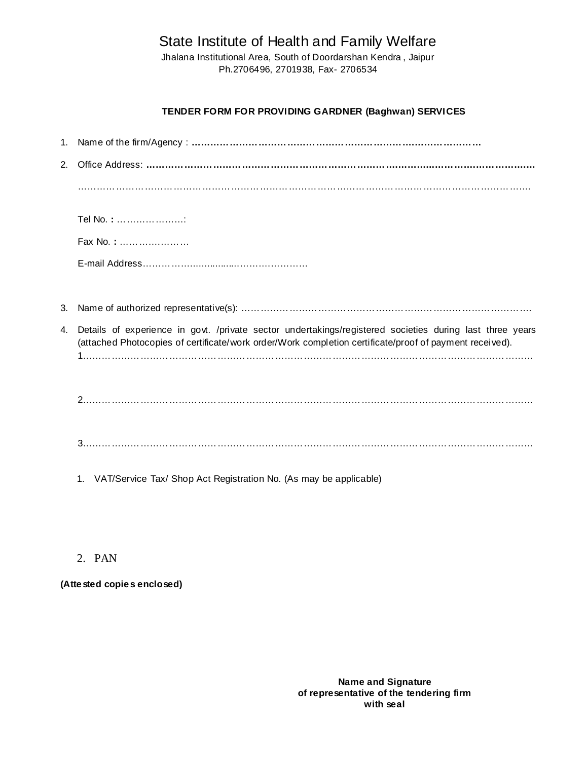# State Institute of Health and Family Welfare

Jhalana Institutional Area, South of Doordarshan Kendra , Jaipur
Ph.2706496, 2701938, Fax- 2706534

### TENDER FORM FOR PROVIDING GARDNER (Baghwan) SERVICES

1. Name of the firm/Agency : **……………………………………………………………………………**

2. Office Address: **……………………………………………………………………………………………………**

   ……………………………………………………………………………………………………………………

   Tel No. **:** …………………:

   Fax No. **:** …………………

   E-mail Address…………………………………………

3. Name of authorized representative(s): ……………………………………………………………………………….

4. Details of experience in govt. /private sector undertakings/registered societies during last three years (attached Photocopies of certificate/work order/Work completion certificate/proof of payment received).
   1……………………………………………………………………………………………………………………

   2……………………………………………………………………………………………………………………

   3……………………………………………………………………………………………………………………

   1. VAT/Service Tax/ Shop Act Registration No. (As may be applicable)

   2. PAN

**(Attested copies enclosed)**

**Name and Signature**
**of representative of the tendering firm**
**with seal**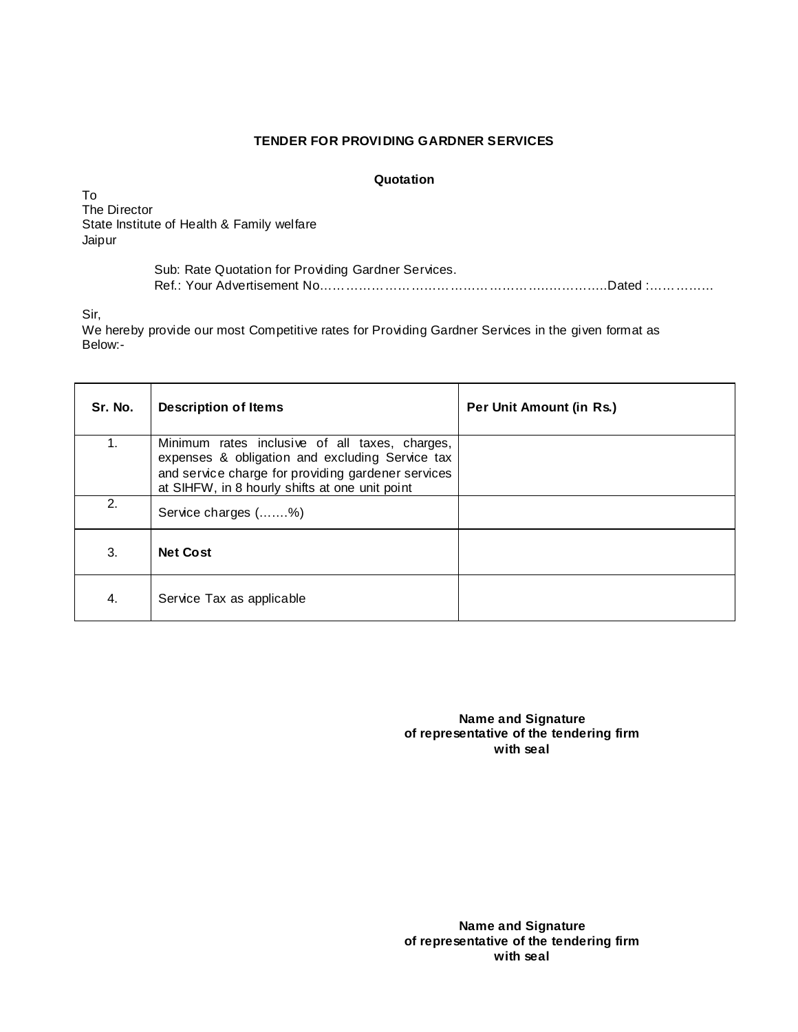**TENDER FOR PROVIDING GARDNER SERVICES**

**Quotation**

To
The Director
State Institute of Health & Family welfare
Jaipur

Sub: Rate Quotation for Providing Gardner Services.
Ref.: Your Advertisement No……………………………………………………………….Dated :……………

Sir,
We hereby provide our most Competitive rates for Providing Gardner Services in the given format as Below:-

| Sr. No. | Description of Items | Per Unit Amount (in Rs.) |
|---|---|---|
| 1. | Minimum rates inclusive of all taxes, charges, expenses & obligation and excluding Service tax and service charge for providing gardener services at SIHFW, in 8 hourly shifts at one unit point | |
| 2. | Service charges (…….%) | |
| 3. | **Net Cost** | |
| 4. | Service Tax as applicable | |

**Name and Signature**
**of representative of the tendering firm**
**with seal**

**Name and Signature**
**of representative of the tendering firm**
**with seal**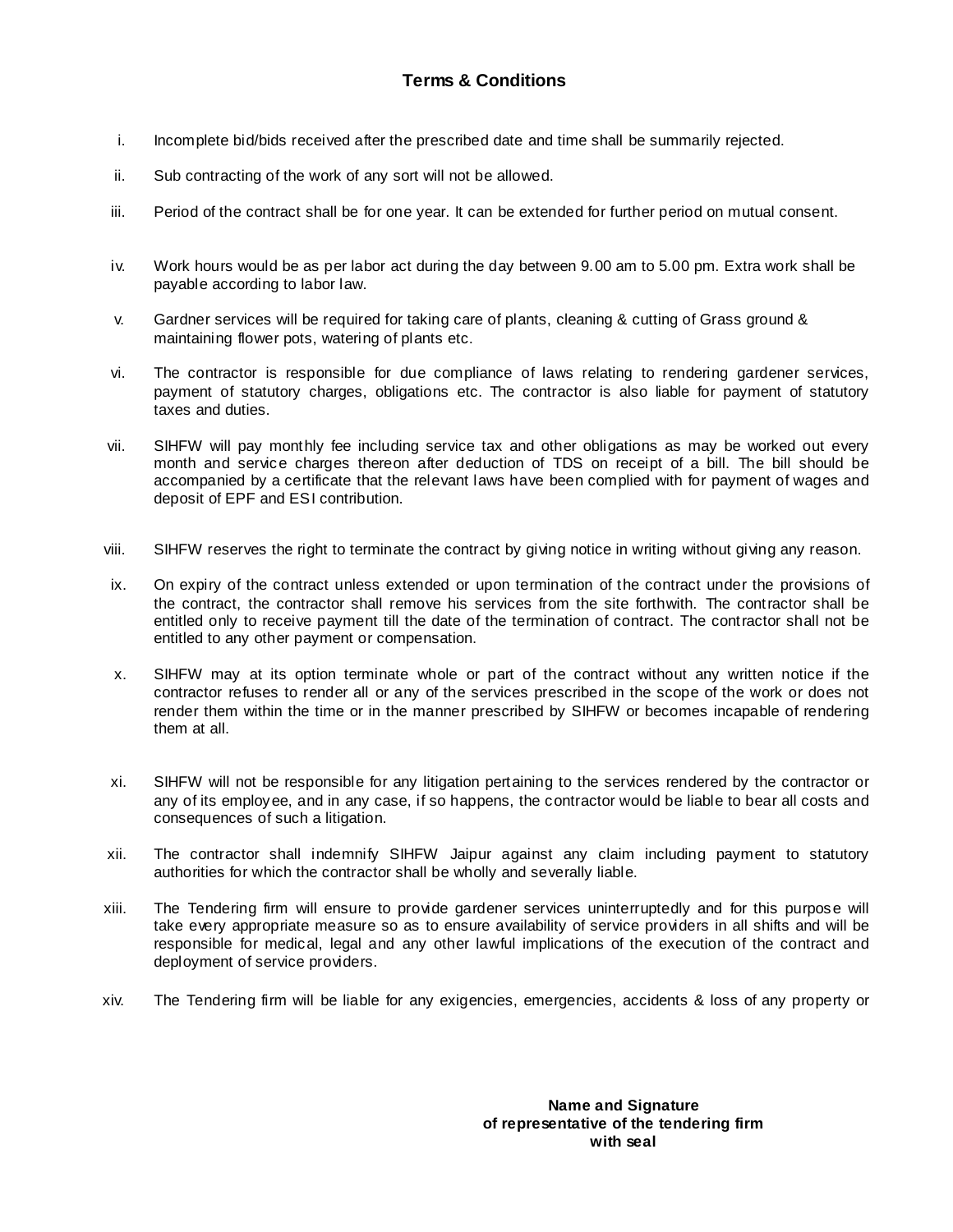## Terms & Conditions

i. Incomplete bid/bids received after the prescribed date and time shall be summarily rejected.

ii. Sub contracting of the work of any sort will not be allowed.

iii. Period of the contract shall be for one year. It can be extended for further period on mutual consent.

iv. Work hours would be as per labor act during the day between 9.00 am to 5.00 pm. Extra work shall be payable according to labor law.

v. Gardner services will be required for taking care of plants, cleaning & cutting of Grass ground & maintaining flower pots, watering of plants etc.

vi. The contractor is responsible for due compliance of laws relating to rendering gardener services, payment of statutory charges, obligations etc. The contractor is also liable for payment of statutory taxes and duties.

vii. SIHFW will pay monthly fee including service tax and other obligations as may be worked out every month and service charges thereon after deduction of TDS on receipt of a bill. The bill should be accompanied by a certificate that the relevant laws have been complied with for payment of wages and deposit of EPF and ESI contribution.

viii. SIHFW reserves the right to terminate the contract by giving notice in writing without giving any reason.

ix. On expiry of the contract unless extended or upon termination of the contract under the provisions of the contract, the contractor shall remove his services from the site forthwith. The contractor shall be entitled only to receive payment till the date of the termination of contract. The contractor shall not be entitled to any other payment or compensation.

x. SIHFW may at its option terminate whole or part of the contract without any written notice if the contractor refuses to render all or any of the services prescribed in the scope of the work or does not render them within the time or in the manner prescribed by SIHFW or becomes incapable of rendering them at all.

xi. SIHFW will not be responsible for any litigation pertaining to the services rendered by the contractor or any of its employee, and in any case, if so happens, the contractor would be liable to bear all costs and consequences of such a litigation.

xii. The contractor shall indemnify SIHFW Jaipur against any claim including payment to statutory authorities for which the contractor shall be wholly and severally liable.

xiii. The Tendering firm will ensure to provide gardener services uninterruptedly and for this purpose will take every appropriate measure so as to ensure availability of service providers in all shifts and will be responsible for medical, legal and any other lawful implications of the execution of the contract and deployment of service providers.

xiv. The Tendering firm will be liable for any exigencies, emergencies, accidents & loss of any property or

**Name and Signature**
**of representative of the tendering firm**
**with seal**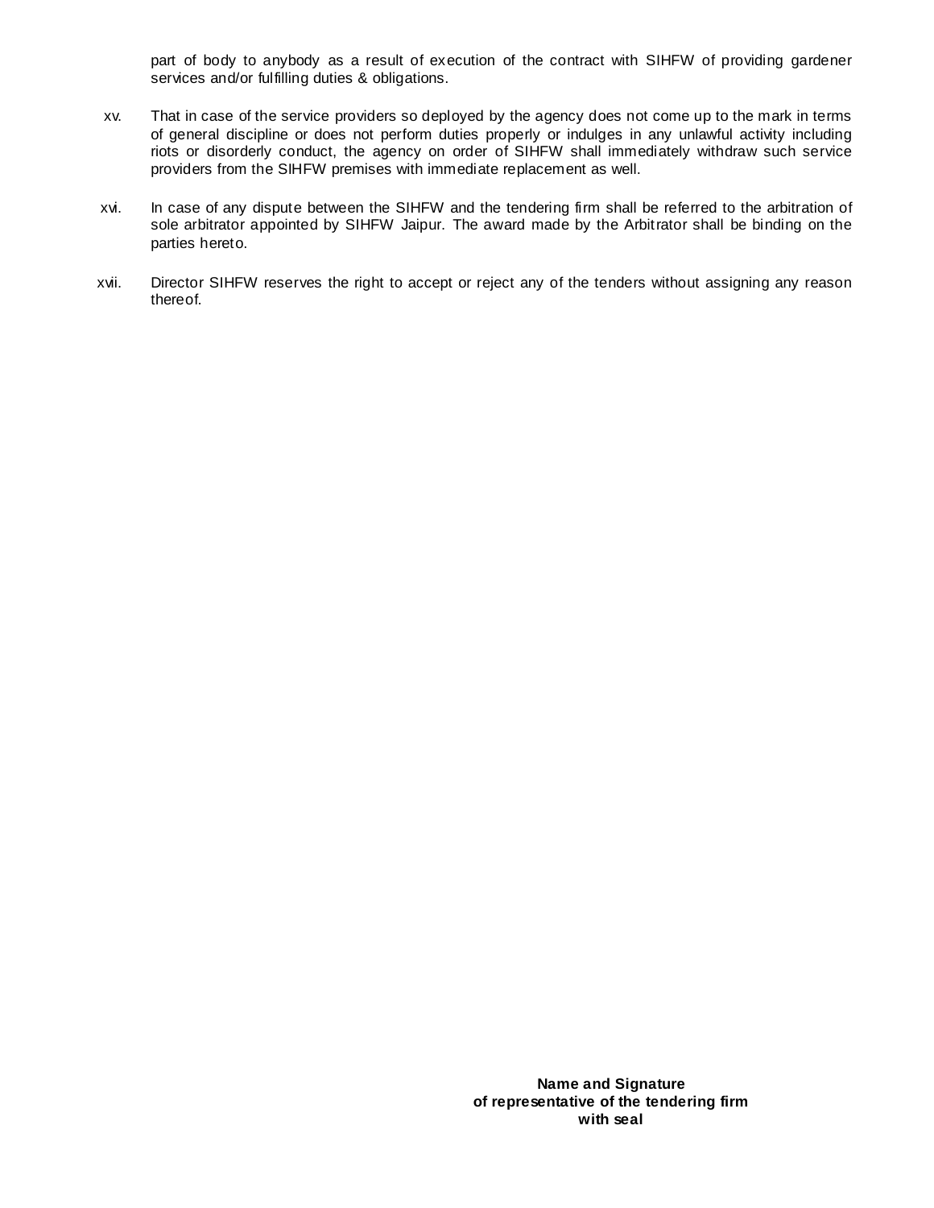part of body to anybody as a result of execution of the contract with SIHFW of providing gardener services and/or fulfilling duties & obligations.

xv. That in case of the service providers so deployed by the agency does not come up to the mark in terms of general discipline or does not perform duties properly or indulges in any unlawful activity including riots or disorderly conduct, the agency on order of SIHFW shall immediately withdraw such service providers from the SIHFW premises with immediate replacement as well.

xvi. In case of any dispute between the SIHFW and the tendering firm shall be referred to the arbitration of sole arbitrator appointed by SIHFW Jaipur. The award made by the Arbitrator shall be binding on the parties hereto.

xvii. Director SIHFW reserves the right to accept or reject any of the tenders without assigning any reason thereof.

**Name and Signature**
**of representative of the tendering firm**
**with seal**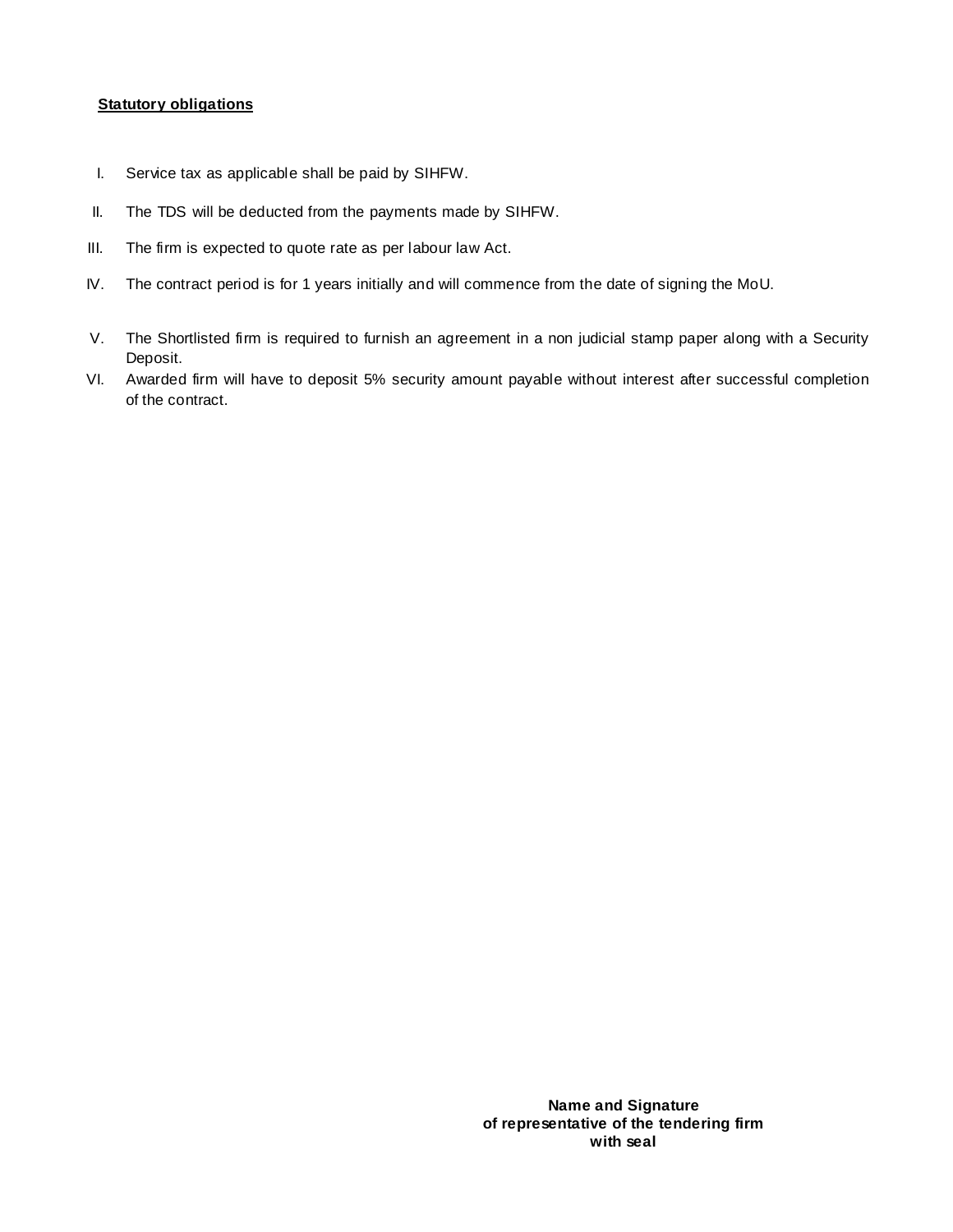**Statutory obligations**

I. Service tax as applicable shall be paid by SIHFW.

II. The TDS will be deducted from the payments made by SIHFW.

III. The firm is expected to quote rate as per labour law Act.

IV. The contract period is for 1 years initially and will commence from the date of signing the MoU.

V. The Shortlisted firm is required to furnish an agreement in a non judicial stamp paper along with a Security Deposit.

VI. Awarded firm will have to deposit 5% security amount payable without interest after successful completion of the contract.

**Name and Signature**
**of representative of the tendering firm**
**with seal**